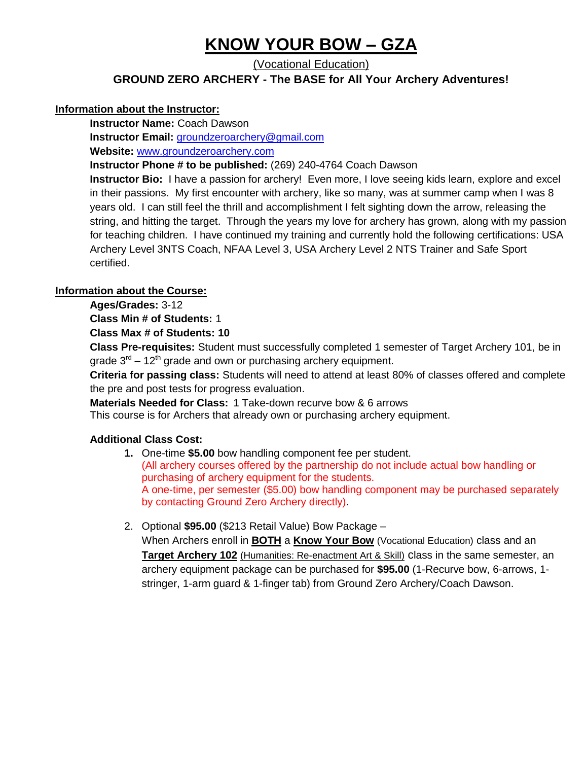# KNOW YOUR BOW – GZA

(Vocational Education)

**GROUND ZERO ARCHERY - The BASE for All Your Archery Adventures!**

## Information about the Instructor:

**Instructor Name:** Coach Dawson

**Instructor Email:** groundzeroarchery@gmail.com

**Website:** www.groundzeroarchery.com

**Instructor Phone # to be published:** (269) 240-4764 Coach Dawson

**Instructor Bio:** I have a passion for archery! Even more, I love seeing kids learn, explore and excel in their passions. My first encounter with archery, like so many, was at summer camp when I was 8 years old. I can still feel the thrill and accomplishment I felt sighting down the arrow, releasing the string, and hitting the target. Through the years my love for archery has grown, along with my passion for teaching children. I have continued my training and currently hold the following certifications: USA Archery Level 3NTS Coach, NFAA Level 3, USA Archery Level 2 NTS Trainer and Safe Sport certified.

## Information about the Course:

**Ages/Grades:** 3-12

**Class Min # of Students:** 1

**Class Max # of Students: 10**

**Class Pre-requisites:** Student must successfully completed 1 semester of Target Archery 101, be in grade 3rd – 12th grade and own or purchasing archery equipment.

**Criteria for passing class:** Students will need to attend at least 80% of classes offered and complete the pre and post tests for progress evaluation.

**Materials Needed for Class:** 1 Take-down recurve bow & 6 arrows

This course is for Archers that already own or purchasing archery equipment.

**Additional Class Cost:**

1. One-time **$5.00** bow handling component fee per student.
   (All archery courses offered by the partnership do not include actual bow handling or purchasing of archery equipment for the students.
   A one-time, per semester ($5.00) bow handling component may be purchased separately by contacting Ground Zero Archery directly).

2. Optional **$95.00** ($213 Retail Value) Bow Package –
   When Archers enroll in **BOTH** a **Know Your Bow** (Vocational Education) class and an **Target Archery 102** (Humanities: Re-enactment Art & Skill) class in the same semester, an archery equipment package can be purchased for **$95.00** (1-Recurve bow, 6-arrows, 1-stringer, 1-arm guard & 1-finger tab) from Ground Zero Archery/Coach Dawson.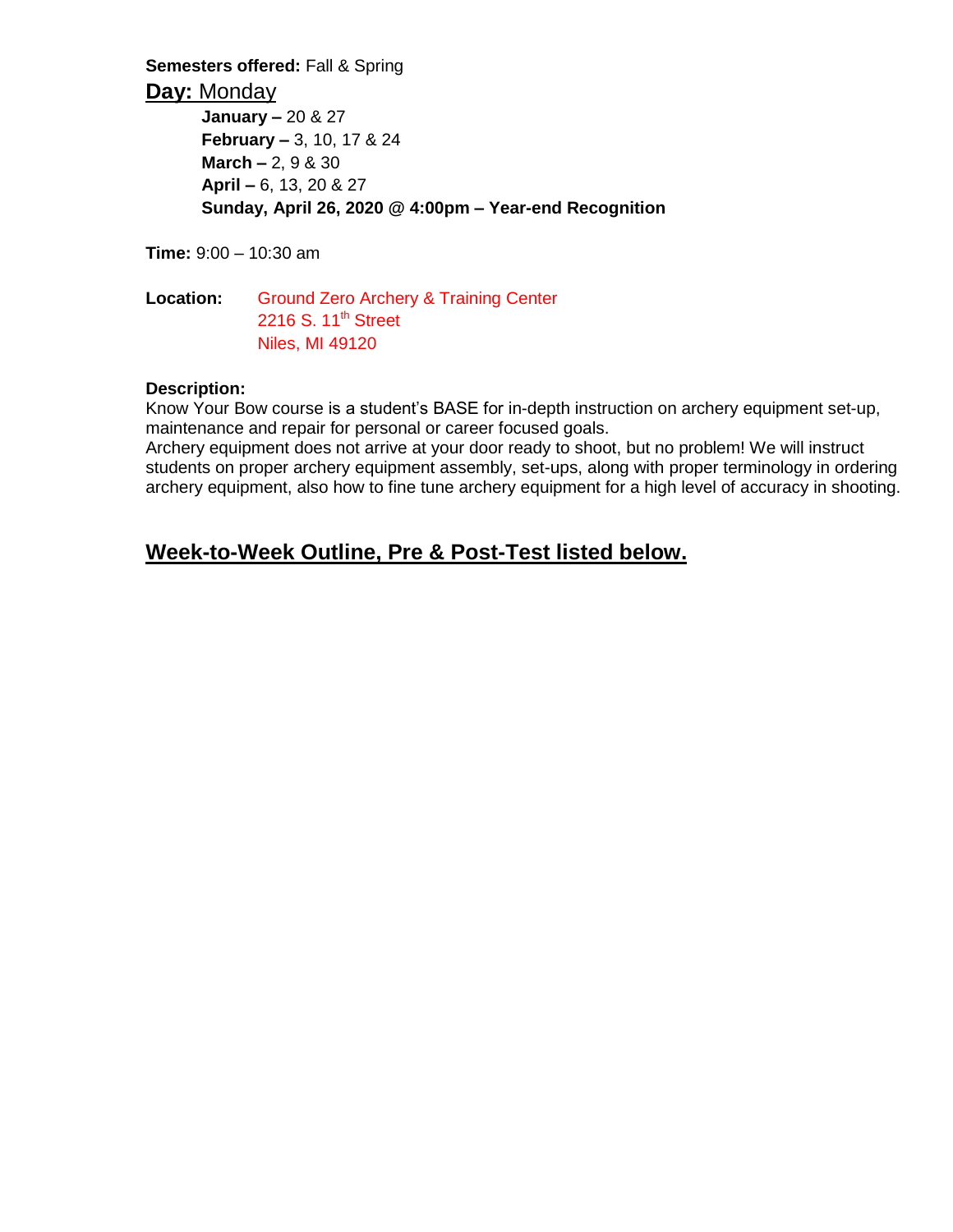**Semesters offered:** Fall & Spring

**Day:** Monday

**January –** 20 & 27
**February –** 3, 10, 17 & 24
**March –** 2, 9 & 30
**April –** 6, 13, 20 & 27
**Sunday, April 26, 2020 @ 4:00pm – Year-end Recognition**

**Time:** 9:00 – 10:30 am

**Location:** Ground Zero Archery & Training Center
2216 S. 11th Street
Niles, MI 49120

**Description:**
Know Your Bow course is a student's BASE for in-depth instruction on archery equipment set-up, maintenance and repair for personal or career focused goals.
Archery equipment does not arrive at your door ready to shoot, but no problem! We will instruct students on proper archery equipment assembly, set-ups, along with proper terminology in ordering archery equipment, also how to fine tune archery equipment for a high level of accuracy in shooting.

## Week-to-Week Outline, Pre & Post-Test listed below.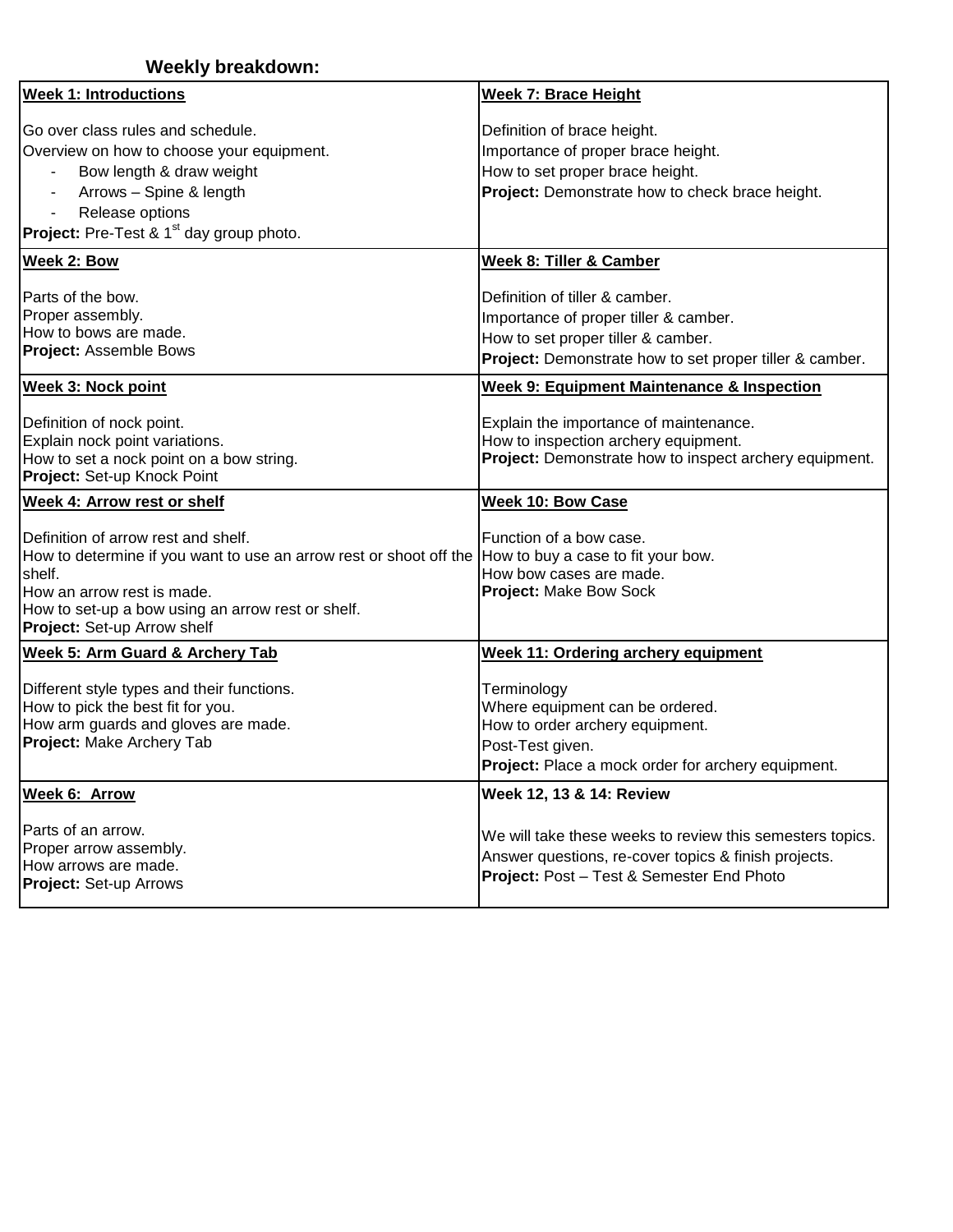**Weekly breakdown:**

| **Week 1: Introductions**<br><br>Go over class rules and schedule.<br>Overview on how to choose your equipment.<br>- Bow length & draw weight<br>- Arrows – Spine & length<br>- Release options<br>**Project:** Pre-Test & 1st day group photo. | **Week 7: Brace Height**<br><br>Definition of brace height.<br>Importance of proper brace height.<br>How to set proper brace height.<br>**Project:** Demonstrate how to check brace height. |
|---|---|
| **Week 2: Bow**<br><br>Parts of the bow.<br>Proper assembly.<br>How to bows are made.<br>**Project:** Assemble Bows | **Week 8: Tiller & Camber**<br><br>Definition of tiller & camber.<br>Importance of proper tiller & camber.<br>How to set proper tiller & camber.<br>**Project:** Demonstrate how to set proper tiller & camber. |
| **Week 3: Nock point**<br><br>Definition of nock point.<br>Explain nock point variations.<br>How to set a nock point on a bow string.<br>**Project:** Set-up Knock Point | **Week 9: Equipment Maintenance & Inspection**<br><br>Explain the importance of maintenance.<br>How to inspection archery equipment.<br>**Project:** Demonstrate how to inspect archery equipment. |
| **Week 4: Arrow rest or shelf**<br><br>Definition of arrow rest and shelf.<br>How to determine if you want to use an arrow rest or shoot off the shelf.<br>How an arrow rest is made.<br>How to set-up a bow using an arrow rest or shelf.<br>**Project:** Set-up Arrow shelf | **Week 10: Bow Case**<br><br>Function of a bow case.<br>How to buy a case to fit your bow.<br>How bow cases are made.<br>**Project:** Make Bow Sock |
| **Week 5: Arm Guard & Archery Tab**<br><br>Different style types and their functions.<br>How to pick the best fit for you.<br>How arm guards and gloves are made.<br>**Project:** Make Archery Tab | **Week 11: Ordering archery equipment**<br><br>Terminology<br>Where equipment can be ordered.<br>How to order archery equipment.<br>Post-Test given.<br>**Project:** Place a mock order for archery equipment. |
| **Week 6: Arrow**<br><br>Parts of an arrow.<br>Proper arrow assembly.<br>How arrows are made.<br>**Project:** Set-up Arrows | **Week 12, 13 & 14: Review**<br><br>We will take these weeks to review this semesters topics.<br>Answer questions, re-cover topics & finish projects.<br>**Project:** Post – Test & Semester End Photo |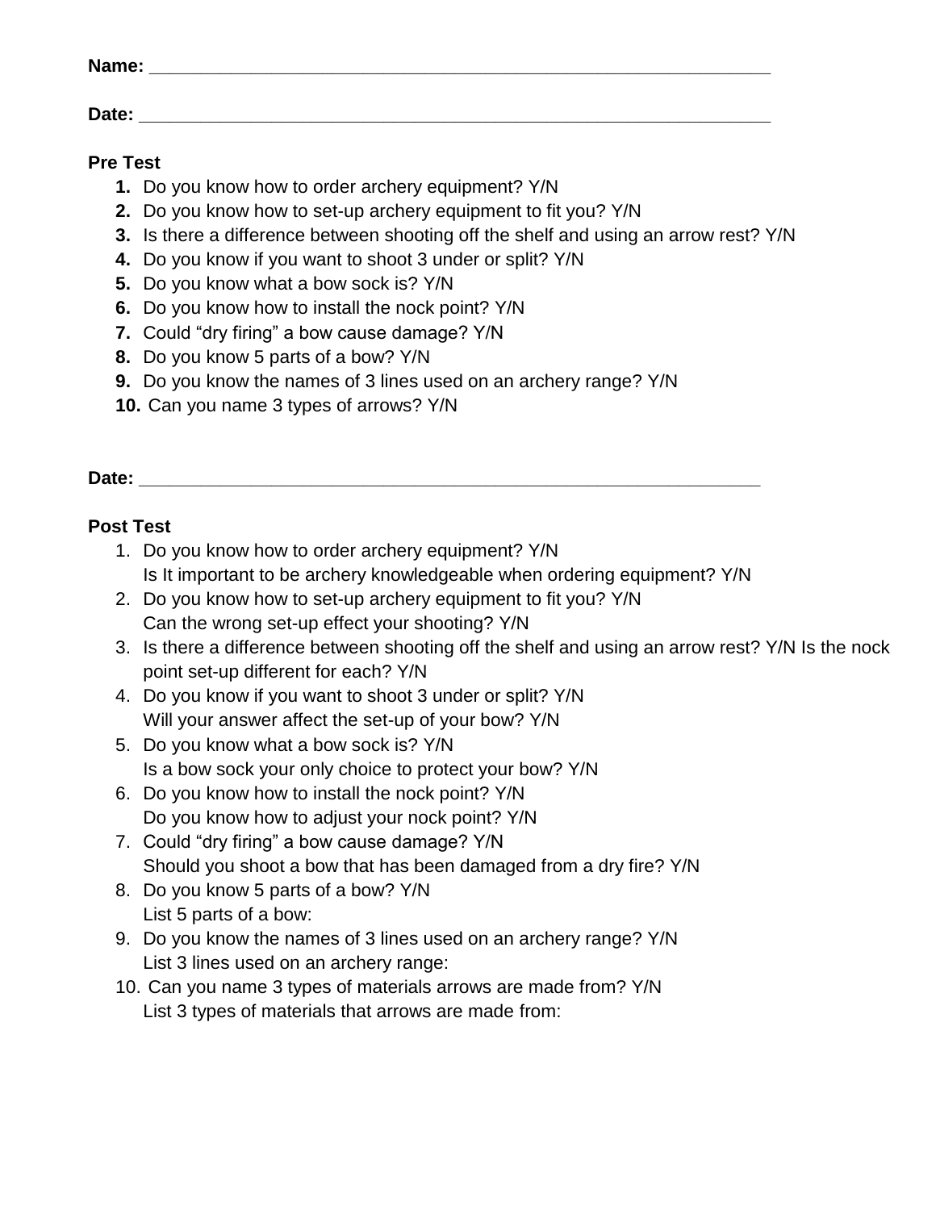**Name:** ___________________________________________________________

**Date:** ___________________________________________________________

**Pre Test**

1. Do you know how to order archery equipment? Y/N
2. Do you know how to set-up archery equipment to fit you? Y/N
3. Is there a difference between shooting off the shelf and using an arrow rest? Y/N
4. Do you know if you want to shoot 3 under or split? Y/N
5. Do you know what a bow sock is? Y/N
6. Do you know how to install the nock point? Y/N
7. Could "dry firing" a bow cause damage? Y/N
8. Do you know 5 parts of a bow? Y/N
9. Do you know the names of 3 lines used on an archery range? Y/N
10. Can you name 3 types of arrows? Y/N

**Date:** ___________________________________________________________

**Post Test**

1. Do you know how to order archery equipment? Y/N
   Is It important to be archery knowledgeable when ordering equipment? Y/N
2. Do you know how to set-up archery equipment to fit you? Y/N
   Can the wrong set-up effect your shooting? Y/N
3. Is there a difference between shooting off the shelf and using an arrow rest? Y/N Is the nock point set-up different for each? Y/N
4. Do you know if you want to shoot 3 under or split? Y/N
   Will your answer affect the set-up of your bow? Y/N
5. Do you know what a bow sock is? Y/N
   Is a bow sock your only choice to protect your bow? Y/N
6. Do you know how to install the nock point? Y/N
   Do you know how to adjust your nock point? Y/N
7. Could "dry firing" a bow cause damage? Y/N
   Should you shoot a bow that has been damaged from a dry fire? Y/N
8. Do you know 5 parts of a bow? Y/N
   List 5 parts of a bow:
9. Do you know the names of 3 lines used on an archery range? Y/N
   List 3 lines used on an archery range:
10. Can you name 3 types of materials arrows are made from? Y/N
    List 3 types of materials that arrows are made from: